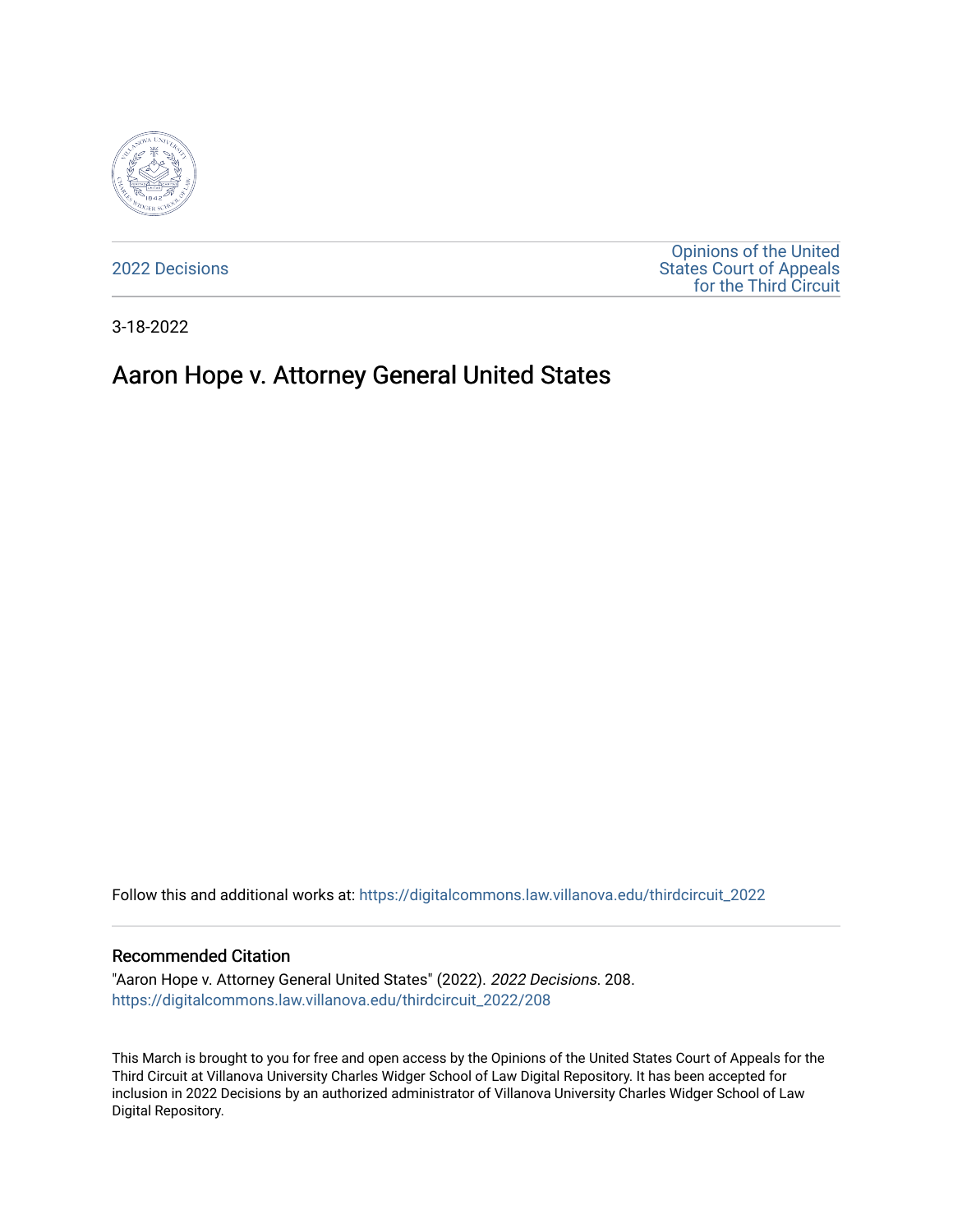2022 Decisions

Opinions of the United States Court of Appeals for the Third Circuit

3-18-2022

# Aaron Hope v. Attorney General United States

Follow this and additional works at: https://digitalcommons.law.villanova.edu/thirdcircuit_2022

## Recommended Citation

"Aaron Hope v. Attorney General United States" (2022). *2022 Decisions*. 208.
https://digitalcommons.law.villanova.edu/thirdcircuit_2022/208

This March is brought to you for free and open access by the Opinions of the United States Court of Appeals for the Third Circuit at Villanova University Charles Widger School of Law Digital Repository. It has been accepted for inclusion in 2022 Decisions by an authorized administrator of Villanova University Charles Widger School of Law Digital Repository.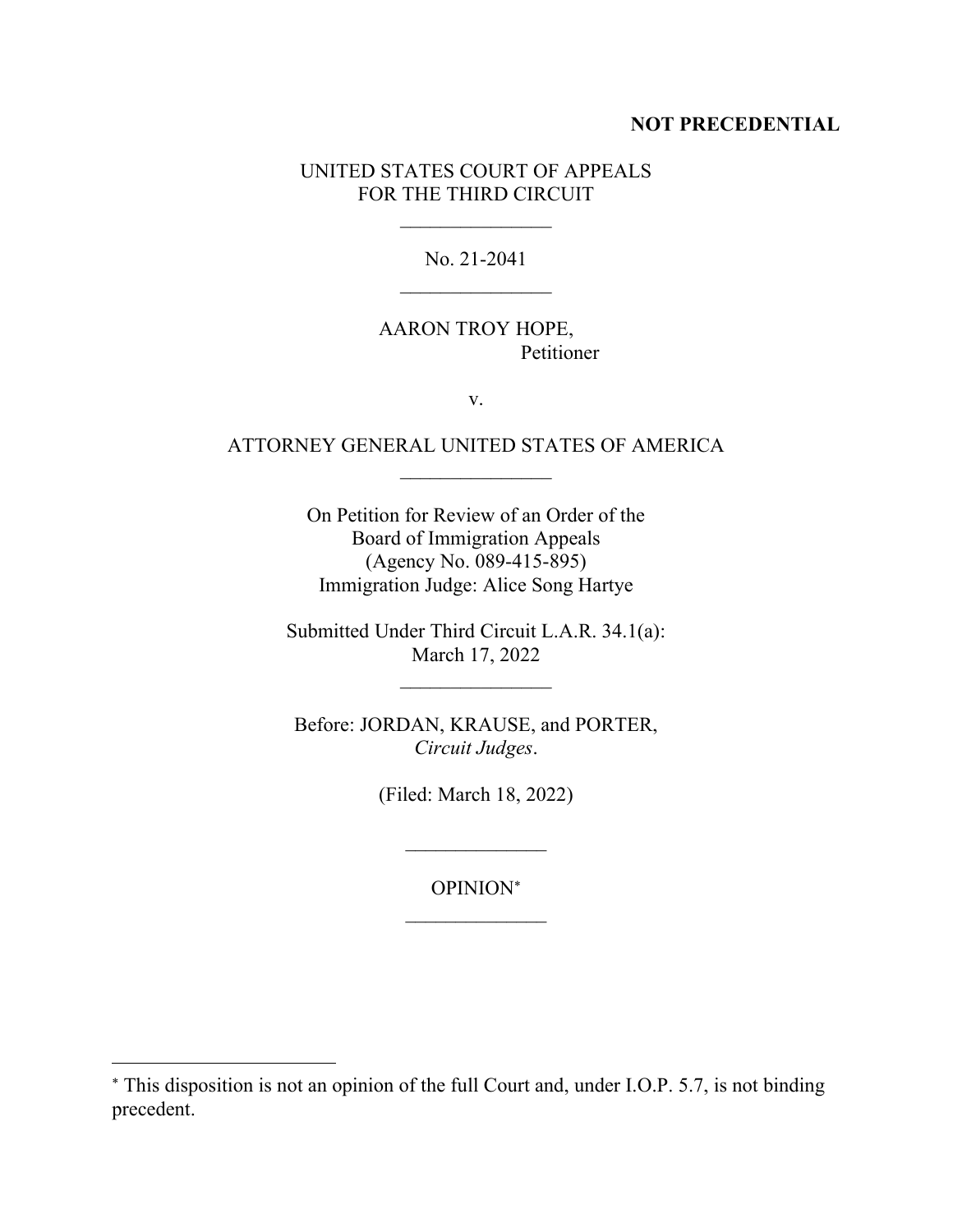**NOT PRECEDENTIAL**

UNITED STATES COURT OF APPEALS
FOR THE THIRD CIRCUIT

\_\_\_\_\_\_\_\_\_\_\_\_\_\_\_

No. 21-2041

\_\_\_\_\_\_\_\_\_\_\_\_\_\_\_

AARON TROY HOPE,
Petitioner

v.

ATTORNEY GENERAL UNITED STATES OF AMERICA

\_\_\_\_\_\_\_\_\_\_\_\_\_\_\_

On Petition for Review of an Order of the
Board of Immigration Appeals
(Agency No. 089-415-895)
Immigration Judge: Alice Song Hartye

Submitted Under Third Circuit L.A.R. 34.1(a):
March 17, 2022

\_\_\_\_\_\_\_\_\_\_\_\_\_\_\_

Before: JORDAN, KRAUSE, and PORTER,
*Circuit Judges*.

(Filed: March 18, 2022)

\_\_\_\_\_\_\_\_\_\_\_\_\_\_

OPINION[*]

\_\_\_\_\_\_\_\_\_\_\_\_\_\_

[*] This disposition is not an opinion of the full Court and, under I.O.P. 5.7, is not binding precedent.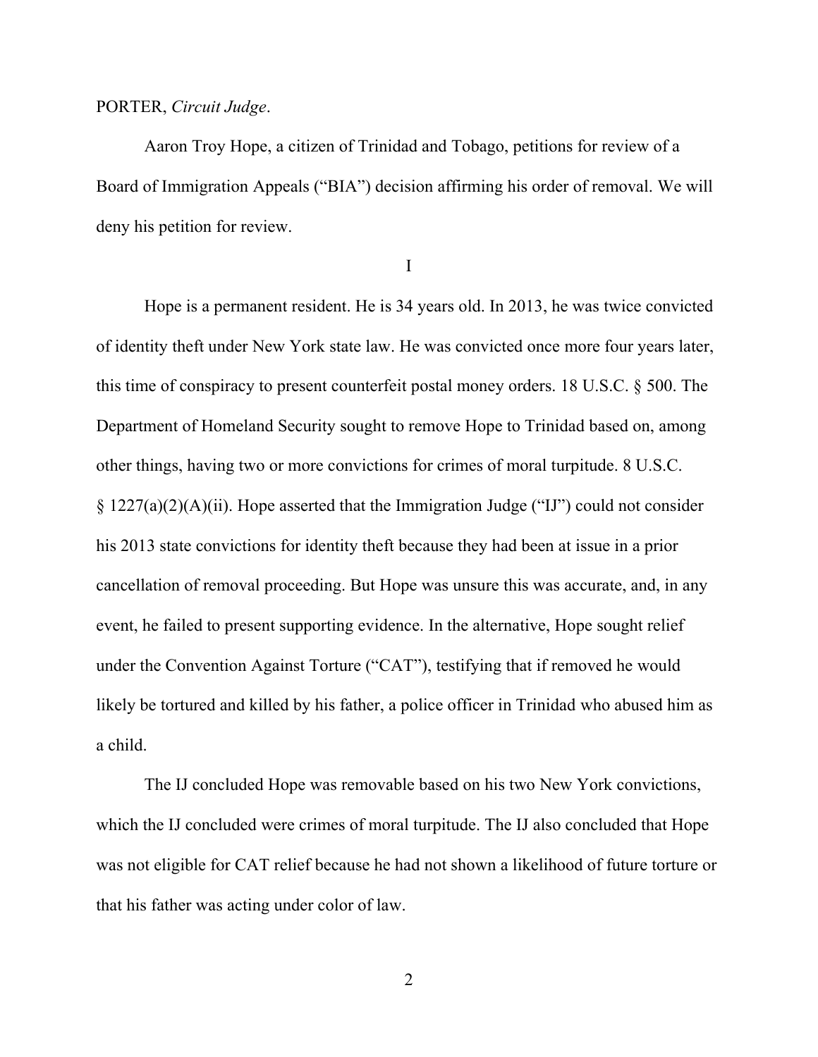PORTER, *Circuit Judge*.

Aaron Troy Hope, a citizen of Trinidad and Tobago, petitions for review of a Board of Immigration Appeals ("BIA") decision affirming his order of removal. We will deny his petition for review.

I

Hope is a permanent resident. He is 34 years old. In 2013, he was twice convicted of identity theft under New York state law. He was convicted once more four years later, this time of conspiracy to present counterfeit postal money orders. 18 U.S.C. § 500. The Department of Homeland Security sought to remove Hope to Trinidad based on, among other things, having two or more convictions for crimes of moral turpitude. 8 U.S.C. § 1227(a)(2)(A)(ii). Hope asserted that the Immigration Judge ("IJ") could not consider his 2013 state convictions for identity theft because they had been at issue in a prior cancellation of removal proceeding. But Hope was unsure this was accurate, and, in any event, he failed to present supporting evidence. In the alternative, Hope sought relief under the Convention Against Torture ("CAT"), testifying that if removed he would likely be tortured and killed by his father, a police officer in Trinidad who abused him as a child.

The IJ concluded Hope was removable based on his two New York convictions, which the IJ concluded were crimes of moral turpitude. The IJ also concluded that Hope was not eligible for CAT relief because he had not shown a likelihood of future torture or that his father was acting under color of law.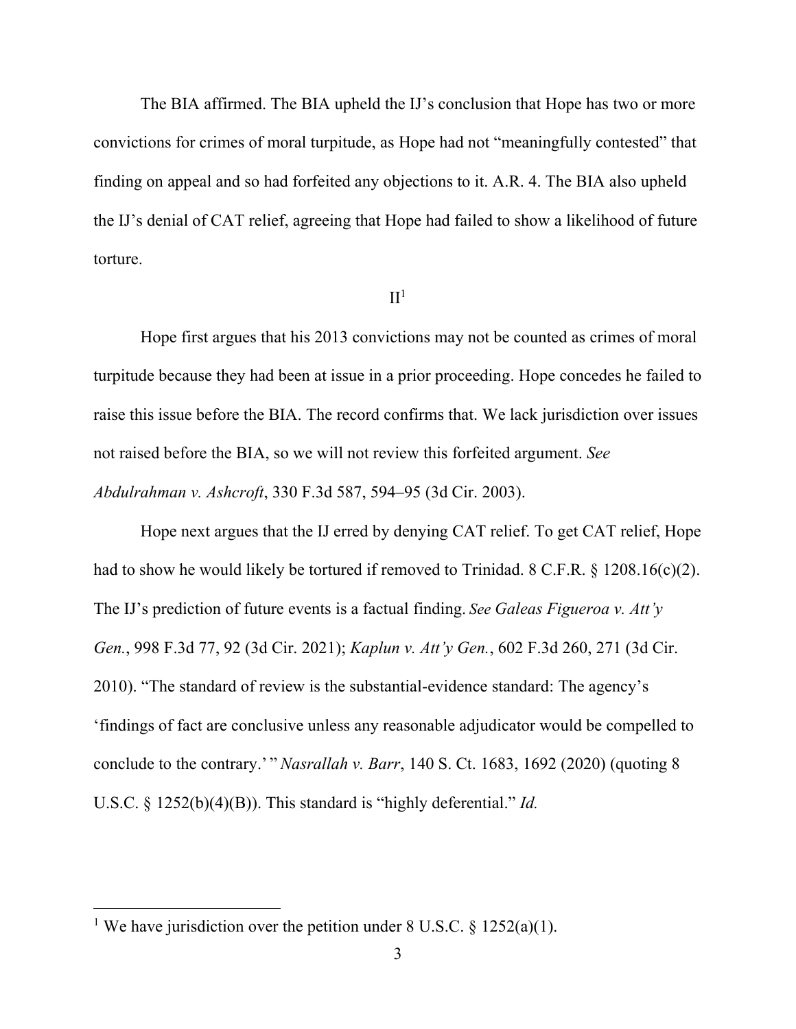The BIA affirmed. The BIA upheld the IJ's conclusion that Hope has two or more convictions for crimes of moral turpitude, as Hope had not "meaningfully contested" that finding on appeal and so had forfeited any objections to it. A.R. 4. The BIA also upheld the IJ's denial of CAT relief, agreeing that Hope had failed to show a likelihood of future torture.

## II[1]

Hope first argues that his 2013 convictions may not be counted as crimes of moral turpitude because they had been at issue in a prior proceeding. Hope concedes he failed to raise this issue before the BIA. The record confirms that. We lack jurisdiction over issues not raised before the BIA, so we will not review this forfeited argument. *See Abdulrahman v. Ashcroft*, 330 F.3d 587, 594–95 (3d Cir. 2003).

Hope next argues that the IJ erred by denying CAT relief. To get CAT relief, Hope had to show he would likely be tortured if removed to Trinidad. 8 C.F.R. § 1208.16(c)(2). The IJ's prediction of future events is a factual finding. *See Galeas Figueroa v. Att'y Gen.*, 998 F.3d 77, 92 (3d Cir. 2021); *Kaplun v. Att'y Gen.*, 602 F.3d 260, 271 (3d Cir. 2010). "The standard of review is the substantial-evidence standard: The agency's 'findings of fact are conclusive unless any reasonable adjudicator would be compelled to conclude to the contrary.' " *Nasrallah v. Barr*, 140 S. Ct. 1683, 1692 (2020) (quoting 8 U.S.C. § 1252(b)(4)(B)). This standard is "highly deferential." *Id.*

[1] We have jurisdiction over the petition under 8 U.S.C. § 1252(a)(1).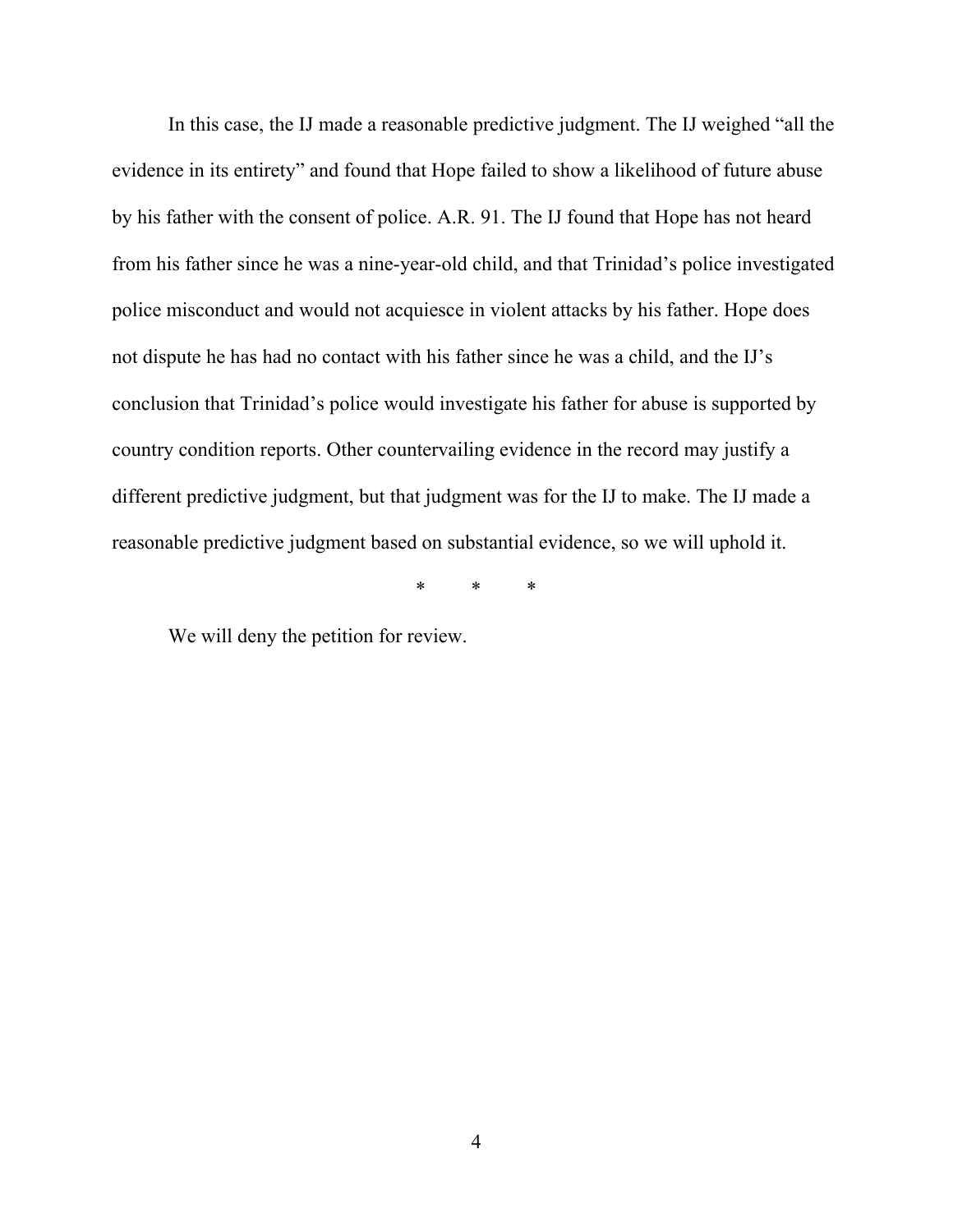In this case, the IJ made a reasonable predictive judgment. The IJ weighed "all the evidence in its entirety" and found that Hope failed to show a likelihood of future abuse by his father with the consent of police. A.R. 91. The IJ found that Hope has not heard from his father since he was a nine-year-old child, and that Trinidad's police investigated police misconduct and would not acquiesce in violent attacks by his father. Hope does not dispute he has had no contact with his father since he was a child, and the IJ's conclusion that Trinidad's police would investigate his father for abuse is supported by country condition reports. Other countervailing evidence in the record may justify a different predictive judgment, but that judgment was for the IJ to make. The IJ made a reasonable predictive judgment based on substantial evidence, so we will uphold it.

\* \* \*

We will deny the petition for review.